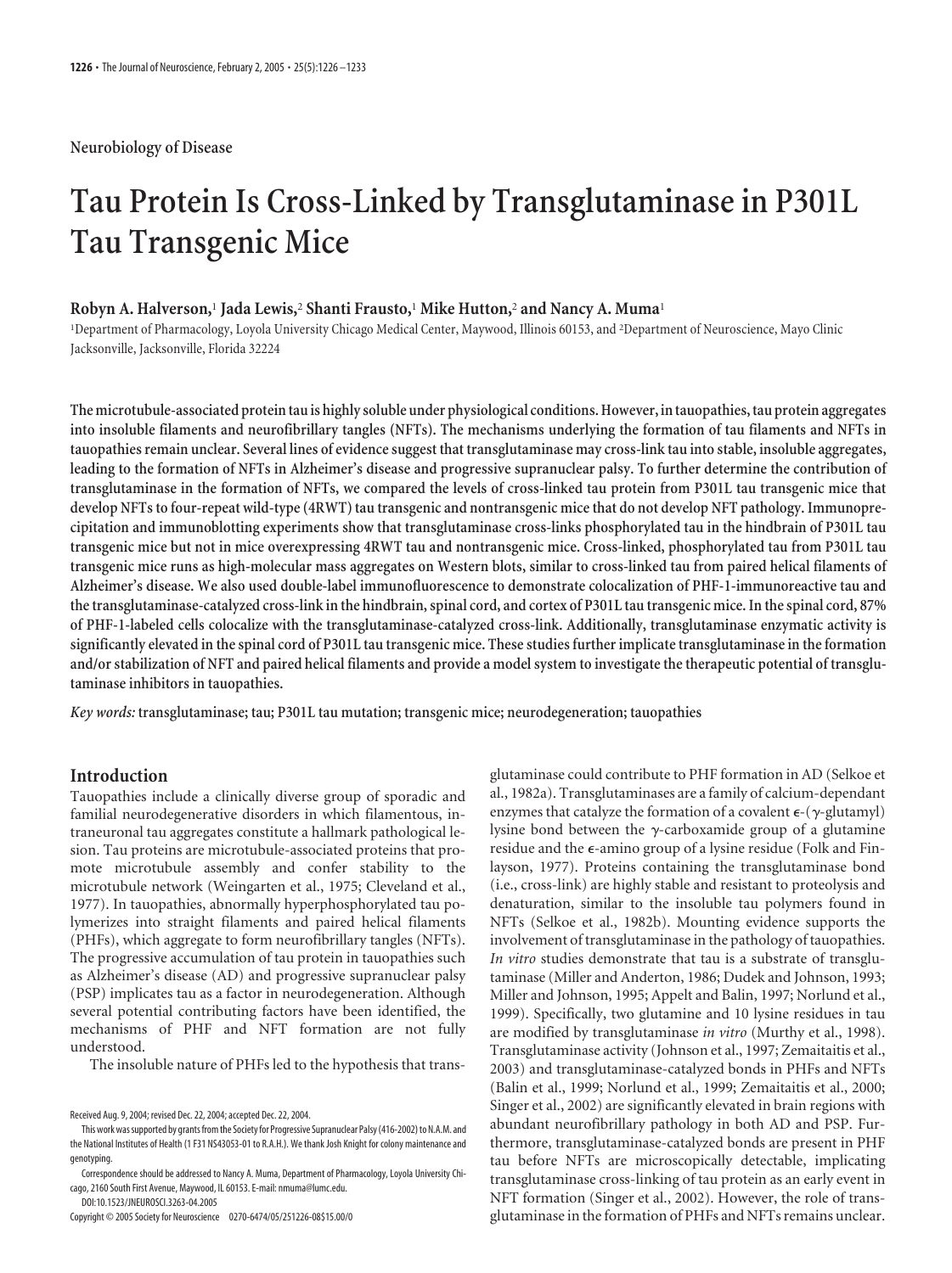Neurobiology of Disease

# Tau Protein Is Cross-Linked by Transglutaminase in P301L Tau Transgenic Mice

**Robyn A. Halverson,[1] Jada Lewis,[2] Shanti Frausto,[1] Mike Hutton,[2] and Nancy A. Muma[1]**

[1]Department of Pharmacology, Loyola University Chicago Medical Center, Maywood, Illinois 60153, and [2]Department of Neuroscience, Mayo Clinic Jacksonville, Jacksonville, Florida 32224

**The microtubule-associated protein tau is highly soluble under physiological conditions. However, in tauopathies, tau protein aggregates into insoluble filaments and neurofibrillary tangles (NFTs). The mechanisms underlying the formation of tau filaments and NFTs in tauopathies remain unclear. Several lines of evidence suggest that transglutaminase may cross-link tau into stable, insoluble aggregates, leading to the formation of NFTs in Alzheimer's disease and progressive supranuclear palsy. To further determine the contribution of transglutaminase in the formation of NFTs, we compared the levels of cross-linked tau protein from P301L tau transgenic mice that develop NFTs to four-repeat wild-type (4RWT) tau transgenic and nontransgenic mice that do not develop NFT pathology. Immunoprecipitation and immunoblotting experiments show that transglutaminase cross-links phosphorylated tau in the hindbrain of P301L tau transgenic mice but not in mice overexpressing 4RWT tau and nontransgenic mice. Cross-linked, phosphorylated tau from P301L tau transgenic mice runs as high-molecular mass aggregates on Western blots, similar to cross-linked tau from paired helical filaments of Alzheimer's disease. We also used double-label immunofluorescence to demonstrate colocalization of PHF-1-immunoreactive tau and the transglutaminase-catalyzed cross-link in the hindbrain, spinal cord, and cortex of P301L tau transgenic mice. In the spinal cord, 87% of PHF-1-labeled cells colocalize with the transglutaminase-catalyzed cross-link. Additionally, transglutaminase enzymatic activity is significantly elevated in the spinal cord of P301L tau transgenic mice. These studies further implicate transglutaminase in the formation and/or stabilization of NFT and paired helical filaments and provide a model system to investigate the therapeutic potential of transglutaminase inhibitors in tauopathies.**

*Key words:* **transglutaminase; tau; P301L tau mutation; transgenic mice; neurodegeneration; tauopathies**

## Introduction

Tauopathies include a clinically diverse group of sporadic and familial neurodegenerative disorders in which filamentous, intraneuronal tau aggregates constitute a hallmark pathological lesion. Tau proteins are microtubule-associated proteins that promote microtubule assembly and confer stability to the microtubule network (Weingarten et al., 1975; Cleveland et al., 1977). In tauopathies, abnormally hyperphosphorylated tau polymerizes into straight filaments and paired helical filaments (PHFs), which aggregate to form neurofibrillary tangles (NFTs). The progressive accumulation of tau protein in tauopathies such as Alzheimer's disease (AD) and progressive supranuclear palsy (PSP) implicates tau as a factor in neurodegeneration. Although several potential contributing factors have been identified, the mechanisms of PHF and NFT formation are not fully understood.

The insoluble nature of PHFs led to the hypothesis that transglutaminase could contribute to PHF formation in AD (Selkoe et al., 1982a). Transglutaminases are a family of calcium-dependant enzymes that catalyze the formation of a covalent $\epsilon$-($\gamma$-glutamyl) lysine bond between the $\gamma$-carboxamide group of a glutamine residue and the $\epsilon$-amino group of a lysine residue (Folk and Finlayson, 1977). Proteins containing the transglutaminase bond (i.e., cross-link) are highly stable and resistant to proteolysis and denaturation, similar to the insoluble tau polymers found in NFTs (Selkoe et al., 1982b). Mounting evidence supports the involvement of transglutaminase in the pathology of tauopathies. *In vitro* studies demonstrate that tau is a substrate of transglutaminase (Miller and Anderton, 1986; Dudek and Johnson, 1993; Miller and Johnson, 1995; Appelt and Balin, 1997; Norlund et al., 1999). Specifically, two glutamine and 10 lysine residues in tau are modified by transglutaminase *in vitro* (Murthy et al., 1998). Transglutaminase activity (Johnson et al., 1997; Zemaitaitis et al., 2003) and transglutaminase-catalyzed bonds in PHFs and NFTs (Balin et al., 1999; Norlund et al., 1999; Zemaitaitis et al., 2000; Singer et al., 2002) are significantly elevated in brain regions with abundant neurofibrillary pathology in both AD and PSP. Furthermore, transglutaminase-catalyzed bonds are present in PHF tau before NFTs are microscopically detectable, implicating transglutaminase cross-linking of tau protein as an early event in NFT formation (Singer et al., 2002). However, the role of transglutaminase in the formation of PHFs and NFTs remains unclear.

Received Aug. 9, 2004; revised Dec. 22, 2004; accepted Dec. 22, 2004.

This work was supported by grants from the Society for Progressive Supranuclear Palsy (416-2002) to N.A.M. and the National Institutes of Health (1 F31 NS43053-01 to R.A.H.). We thank Josh Knight for colony maintenance and genotyping.

Correspondence should be addressed to Nancy A. Muma, Department of Pharmacology, Loyola University Chicago, 2160 South First Avenue, Maywood, IL 60153. E-mail: nmuma@lumc.edu.

DOI:10.1523/JNEUROSCI.3263-04.2005

Copyright © 2005 Society for Neuroscience 0270-6474/05/251226-08$15.00/0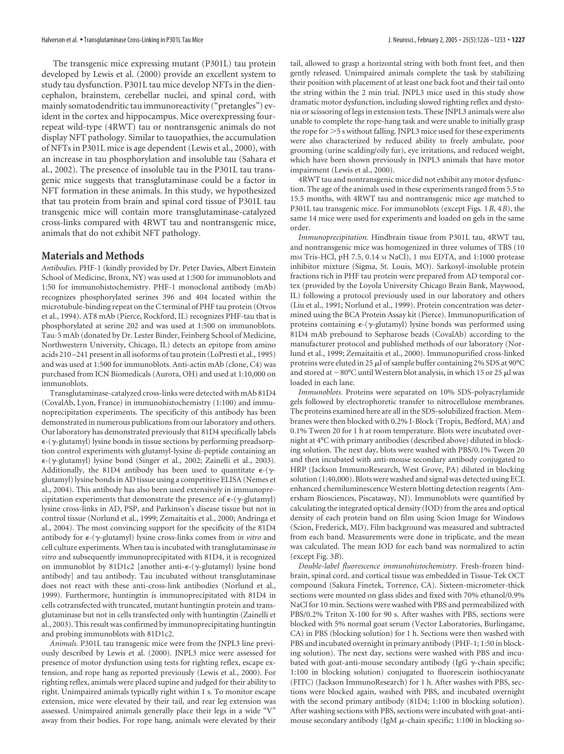The transgenic mice expressing mutant (P301L) tau protein developed by Lewis et al. (2000) provide an excellent system to study tau dysfunction. P301L tau mice develop NFTs in the diencephalon, brainstem, cerebellar nuclei, and spinal cord, with mainly somatodendritic tau immunoreactivity ("pretangles") evident in the cortex and hippocampus. Mice overexpressing four-repeat wild-type (4RWT) tau or nontransgenic animals do not display NFT pathology. Similar to tauopathies, the accumulation of NFTs in P301L mice is age dependent (Lewis et al., 2000), with an increase in tau phosphorylation and insoluble tau (Sahara et al., 2002). The presence of insoluble tau in the P301L tau transgenic mice suggests that transglutaminase could be a factor in NFT formation in these animals. In this study, we hypothesized that tau protein from brain and spinal cord tissue of P301L tau transgenic mice will contain more transglutaminase-catalyzed cross-links compared with 4RWT tau and nontransgenic mice, animals that do not exhibit NFT pathology.

## Materials and Methods

*Antibodies.* PHF-1 (kindly provided by Dr. Peter Davies, Albert Einstein School of Medicine, Bronx, NY) was used at 1:500 for immunoblots and 1:50 for immunohistochemistry. PHF-1 monoclonal antibody (mAb) recognizes phosphorylated serines 396 and 404 located within the microtubule-binding repeat on the C terminal of PHF tau protein (Otvos et al., 1994). AT8 mAb (Pierce, Rockford, IL) recognizes PHF-tau that is phosphorylated at serine 202 and was used at 1:500 on immunoblots. Tau-5 mAb (donated by Dr. Lester Binder, Feinberg School of Medicine, Northwestern University, Chicago, IL) detects an epitope from amino acids 210–241 present in all isoforms of tau protein (LoPresti et al., 1995) and was used at 1:500 for immunoblots. Anti-actin mAb (clone, C4) was purchased from ICN Biomedicals (Aurora, OH) and used at 1:10,000 on immunoblots.

Transglutaminase-catalyzed cross-links were detected with mAb 81D4 (CovalAb, Lyon, France) in immunohistochemistry (1:100) and immunoprecipitation experiments. The specificity of this antibody has been demonstrated in numerous publications from our laboratory and others. Our laboratory has demonstrated previously that 81D4 specifically labels $\epsilon$-($\gamma$-glutamyl) lysine bonds in tissue sections by performing preadsorption control experiments with glutamyl-lysine di-peptide containing an $\epsilon$-($\gamma$-glutamyl) lysine bond (Singer et al., 2002; Zainelli et al., 2003). Additionally, the 81D4 antibody has been used to quantitate $\epsilon$-($\gamma$-glutamyl) lysine bonds in AD tissue using a competitive ELISA (Nemes et al., 2004). This antibody has also been used extensively in immunoprecipitation experiments that demonstrate the presence of $\epsilon$-($\gamma$-glutamyl) lysine cross-links in AD, PSP, and Parkinson's disease tissue but not in control tissue (Norlund et al., 1999; Zemaitaitis et al., 2000; Andringa et al., 2004). The most convincing support for the specificity of the 81D4 antibody for $\epsilon$-($\gamma$-glutamyl) lysine cross-links comes from *in vitro* and cell culture experiments. When tau is incubated with transglutaminase *in vitro* and subsequently immunoprecipitated with 81D4, it is recognized on immunoblot by 81D1c2 [another anti-$\epsilon$-($\gamma$-glutamyl) lysine bond antibody] and tau antibody. Tau incubated without transglutaminase does not react with these anti-cross-link antibodies (Norlund et al., 1999). Furthermore, huntingtin is immunoprecipitated with 81D4 in cells cotransfected with truncated, mutant huntingtin protein and transglutaminase but not in cells transfected only with huntingtin (Zainelli et al., 2003). This result was confirmed by immunoprecipitating huntingtin and probing immunoblots with 81D1c2.

*Animals.* P301L tau transgenic mice were from the JNPL3 line previously described by Lewis et al. (2000). JNPL3 mice were assessed for presence of motor dysfunction using tests for righting reflex, escape extension, and rope hang as reported previously (Lewis et al., 2000). For righting reflex, animals were placed supine and judged for their ability to right. Unimpaired animals typically right within 1 s. To monitor escape extension, mice were elevated by their tail, and rear leg extension was assessed. Unimpaired animals generally place their legs in a wide "V" away from their bodies. For rope hang, animals were elevated by their tail, allowed to grasp a horizontal string with both front feet, and then gently released. Unimpaired animals complete the task by stabilizing their position with placement of at least one back foot and their tail onto the string within the 2 min trial. JNPL3 mice used in this study show dramatic motor dysfunction, including slowed righting reflex and dystonia or scissoring of legs in extension tests. These JNPL3 animals were also unable to complete the rope-hang task and were unable to initially grasp the rope for >5 s without falling. JNPL3 mice used for these experiments were also characterized by reduced ability to freely ambulate, poor grooming (urine scalding/oily fur), eye irritations, and reduced weight, which have been shown previously in JNPL3 animals that have motor impairment (Lewis et al., 2000).

4RWT tau and nontransgenic mice did not exhibit any motor dysfunction. The age of the animals used in these experiments ranged from 5.5 to 15.5 months, with 4RWT tau and nontransgenic mice age matched to P301L tau transgenic mice. For immunoblots (except Figs. 1*B*, 4*B*), the same 14 mice were used for experiments and loaded on gels in the same order.

*Immunoprecipitation.* Hindbrain tissue from P301L tau, 4RWT tau, and nontransgenic mice was homogenized in three volumes of TBS (10 mM Tris-HCl, pH 7.5, 0.14 M NaCl), 1 mM EDTA, and 1:1000 protease inhibitor mixture (Sigma, St. Louis, MO). Sarkosyl-insoluble protein fractions rich in PHF tau protein were prepared from AD temporal cortex (provided by the Loyola University Chicago Brain Bank, Maywood, IL) following a protocol previously used in our laboratory and others (Liu et al., 1991; Norlund et al., 1999). Protein concentration was determined using the BCA Protein Assay kit (Pierce). Immunopurification of proteins containing $\epsilon$-($\gamma$-glutamyl) lysine bonds was performed using 81D4 mAb prebound to Sepharose beads (CovalAb) according to the manufacturer protocol and published methods of our laboratory (Norlund et al., 1999; Zemaitaitis et al., 2000). Immunopurified cross-linked proteins were eluted in 25 $\mu$l of sample buffer containing 2% SDS at 90°C and stored at −80°C until Western blot analysis, in which 15 or 25 $\mu$l was loaded in each lane.

*Immunoblots.* Proteins were separated on 10% SDS-polyacrylamide gels followed by electrophoretic transfer to nitrocellulose membranes. The proteins examined here are all in the SDS-solubilized fraction. Membranes were then blocked with 0.2% I-Block (Tropix, Bedford, MA) and 0.1% Tween 20 for 1 h at room temperature. Blots were incubated overnight at 4°C with primary antibodies (described above) diluted in blocking solution. The next day, blots were washed with PBS/0.1% Tween 20 and then incubated with anti-mouse secondary antibody conjugated to HRP (Jackson ImmunoResearch, West Grove, PA) diluted in blocking solution (1:40,000). Blots were washed and signal was detected using ECL enhanced chemiluminescence Western blotting detection reagents (Amersham Biosciences, Piscataway, NJ). Immunoblots were quantified by calculating the integrated optical density (IOD) from the area and optical density of each protein band on film using Scion Image for Windows (Scion, Frederick, MD). Film background was measured and subtracted from each band. Measurements were done in triplicate, and the mean was calculated. The mean IOD for each band was normalized to actin (except Fig. 3*B*).

*Double-label fluorescence immunohistochemistry.* Fresh-frozen hindbrain, spinal cord, and cortical tissue was embedded in Tissue-Tek OCT compound (Sakura Finetek, Torrence, CA). Sixteen-micrometer-thick sections were mounted on glass slides and fixed with 70% ethanol/0.9% NaCl for 10 min. Sections were washed with PBS and permeabilized with PBS/0.2% Triton X-100 for 90 s. After washes with PBS, sections were blocked with 5% normal goat serum (Vector Laboratories, Burlingame, CA) in PBS (blocking solution) for 1 h. Sections were then washed with PBS and incubated overnight in primary antibody (PHF-1; 1:50 in blocking solution). The next day, sections were washed with PBS and incubated with goat-anti-mouse secondary antibody (IgG $\gamma$-chain specific; 1:100 in blocking solution) conjugated to fluorescein isothiocyanate (FITC) (Jackson ImmunoResearch) for 1 h. After washes with PBS, sections were blocked again, washed with PBS, and incubated overnight with the second primary antibody (81D4; 1:100 in blocking solution). After washing sections with PBS, sections were incubated with goat-anti-mouse secondary antibody (IgM $\mu$-chain specific; 1:100 in blocking so-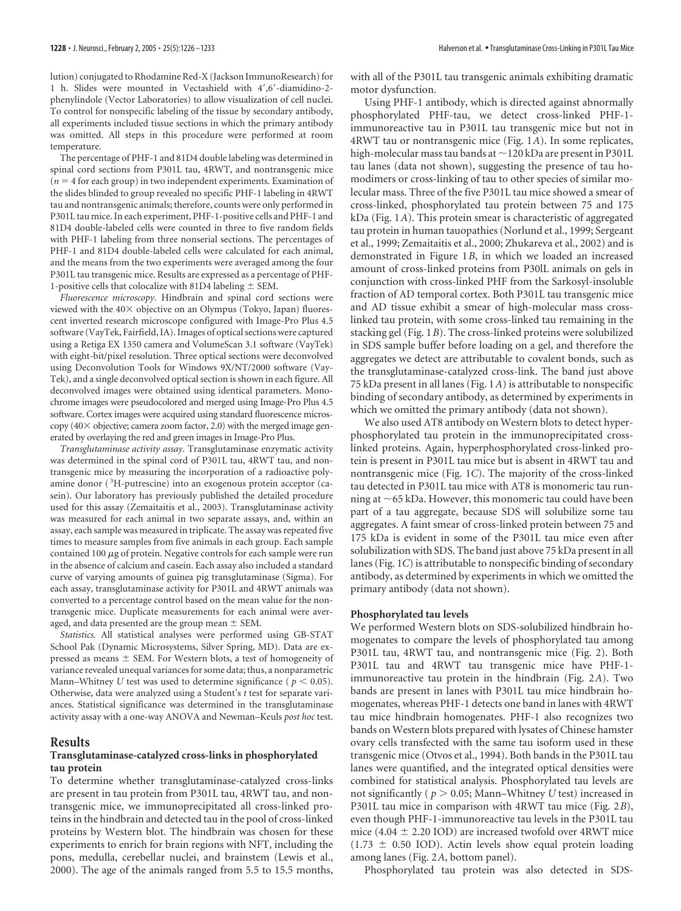lution) conjugated to Rhodamine Red-X (Jackson ImmunoResearch) for 1 h. Slides were mounted in Vectashield with 4′,6′-diamidino-2-phenylindole (Vector Laboratories) to allow visualization of cell nuclei. To control for nonspecific labeling of the tissue by secondary antibody, all experiments included tissue sections in which the primary antibody was omitted. All steps in this procedure were performed at room temperature.

The percentage of PHF-1 and 81D4 double labeling was determined in spinal cord sections from P301L tau, 4RWT, and nontransgenic mice ($n = 4$ for each group) in two independent experiments. Examination of the slides blinded to group revealed no specific PHF-1 labeling in 4RWT tau and nontransgenic animals; therefore, counts were only performed in P301L tau mice. In each experiment, PHF-1-positive cells and PHF-1 and 81D4 double-labeled cells were counted in three to five random fields with PHF-1 labeling from three nonserial sections. The percentages of PHF-1 and 81D4 double-labeled cells were calculated for each animal, and the means from the two experiments were averaged among the four P301L tau transgenic mice. Results are expressed as a percentage of PHF-1-positive cells that colocalize with 81D4 labeling ± SEM.

*Fluorescence microscopy.* Hindbrain and spinal cord sections were viewed with the 40× objective on an Olympus (Tokyo, Japan) fluorescent inverted research microscope configured with Image-Pro Plus 4.5 software (VayTek, Fairfield, IA). Images of optical sections were captured using a Retiga EX 1350 camera and VolumeScan 3.1 software (VayTek) with eight-bit/pixel resolution. Three optical sections were deconvolved using Deconvolution Tools for Windows 9X/NT/2000 software (VayTek), and a single deconvolved optical section is shown in each figure. All deconvolved images were obtained using identical parameters. Monochrome images were pseudocolored and merged using Image-Pro Plus 4.5 software. Cortex images were acquired using standard fluorescence microscopy (40× objective; camera zoom factor, 2.0) with the merged image generated by overlaying the red and green images in Image-Pro Plus.

*Transglutaminase activity assay.* Transglutaminase enzymatic activity was determined in the spinal cord of P301L tau, 4RWT tau, and nontransgenic mice by measuring the incorporation of a radioactive polyamine donor ($^3$H-putrescine) into an exogenous protein acceptor (casein). Our laboratory has previously published the detailed procedure used for this assay (Zemaitaitis et al., 2003). Transglutaminase activity was measured for each animal in two separate assays, and, within an assay, each sample was measured in triplicate. The assay was repeated five times to measure samples from five animals in each group. Each sample contained 100 μg of protein. Negative controls for each sample were run in the absence of calcium and casein. Each assay also included a standard curve of varying amounts of guinea pig transglutaminase (Sigma). For each assay, transglutaminase activity for P301L and 4RWT animals was converted to a percentage control based on the mean value for the nontransgenic mice. Duplicate measurements for each animal were averaged, and data presented are the group mean ± SEM.

*Statistics.* All statistical analyses were performed using GB-STAT School Pak (Dynamic Microsystems, Silver Spring, MD). Data are expressed as means ± SEM. For Western blots, a test of homogeneity of variance revealed unequal variances for some data; thus, a nonparametric Mann–Whitney *U* test was used to determine significance ($p < 0.05$). Otherwise, data were analyzed using a Student's *t* test for separate variances. Statistical significance was determined in the transglutaminase activity assay with a one-way ANOVA and Newman–Keuls *post hoc* test.

## Results

### Transglutaminase-catalyzed cross-links in phosphorylated tau protein

To determine whether transglutaminase-catalyzed cross-links are present in tau protein from P301L tau, 4RWT tau, and nontransgenic mice, we immunoprecipitated all cross-linked proteins in the hindbrain and detected tau in the pool of cross-linked proteins by Western blot. The hindbrain was chosen for these experiments to enrich for brain regions with NFT, including the pons, medulla, cerebellar nuclei, and brainstem (Lewis et al., 2000). The age of the animals ranged from 5.5 to 15.5 months, with all of the P301L tau transgenic animals exhibiting dramatic motor dysfunction.

Using PHF-1 antibody, which is directed against abnormally phosphorylated PHF-tau, we detect cross-linked PHF-1-immunoreactive tau in P301L tau transgenic mice but not in 4RWT tau or nontransgenic mice (Fig. 1*A*). In some replicates, high-molecular mass tau bands at ~120 kDa are present in P301L tau lanes (data not shown), suggesting the presence of tau homodimers or cross-linking of tau to other species of similar molecular mass. Three of the five P301L tau mice showed a smear of cross-linked, phosphorylated tau protein between 75 and 175 kDa (Fig. 1*A*). This protein smear is characteristic of aggregated tau protein in human tauopathies (Norlund et al., 1999; Sergeant et al., 1999; Zemaitaitis et al., 2000; Zhukareva et al., 2002) and is demonstrated in Figure 1*B*, in which we loaded an increased amount of cross-linked proteins from P30lL animals on gels in conjunction with cross-linked PHF from the Sarkosyl-insoluble fraction of AD temporal cortex. Both P301L tau transgenic mice and AD tissue exhibit a smear of high-molecular mass cross-linked tau protein, with some cross-linked tau remaining in the stacking gel (Fig. 1*B*). The cross-linked proteins were solubilized in SDS sample buffer before loading on a gel, and therefore the aggregates we detect are attributable to covalent bonds, such as the transglutaminase-catalyzed cross-link. The band just above 75 kDa present in all lanes (Fig. 1*A*) is attributable to nonspecific binding of secondary antibody, as determined by experiments in which we omitted the primary antibody (data not shown).

We also used AT8 antibody on Western blots to detect hyperphosphorylated tau protein in the immunoprecipitated cross-linked proteins. Again, hyperphosphorylated cross-linked protein is present in P301L tau mice but is absent in 4RWT tau and nontransgenic mice (Fig. 1*C*). The majority of the cross-linked tau detected in P301L tau mice with AT8 is monomeric tau running at ~65 kDa. However, this monomeric tau could have been part of a tau aggregate, because SDS will solubilize some tau aggregates. A faint smear of cross-linked protein between 75 and 175 kDa is evident in some of the P301L tau mice even after solubilization with SDS. The band just above 75 kDa present in all lanes (Fig. 1*C*) is attributable to nonspecific binding of secondary antibody, as determined by experiments in which we omitted the primary antibody (data not shown).

### Phosphorylated tau levels

We performed Western blots on SDS-solubilized hindbrain homogenates to compare the levels of phosphorylated tau among P301L tau, 4RWT tau, and nontransgenic mice (Fig. 2). Both P301L tau and 4RWT tau transgenic mice have PHF-1-immunoreactive tau protein in the hindbrain (Fig. 2*A*). Two bands are present in lanes with P301L tau mice hindbrain homogenates, whereas PHF-1 detects one band in lanes with 4RWT tau mice hindbrain homogenates. PHF-1 also recognizes two bands on Western blots prepared with lysates of Chinese hamster ovary cells transfected with the same tau isoform used in these transgenic mice (Otvos et al., 1994). Both bands in the P301L tau lanes were quantified, and the integrated optical densities were combined for statistical analysis. Phosphorylated tau levels are not significantly ($p > 0.05$; Mann–Whitney *U* test) increased in P301L tau mice in comparison with 4RWT tau mice (Fig. 2*B*), even though PHF-1-immunoreactive tau levels in the P301L tau mice (4.04 ± 2.20 IOD) are increased twofold over 4RWT mice (1.73 ± 0.50 IOD). Actin levels show equal protein loading among lanes (Fig. 2*A*, bottom panel).

Phosphorylated tau protein was also detected in SDS-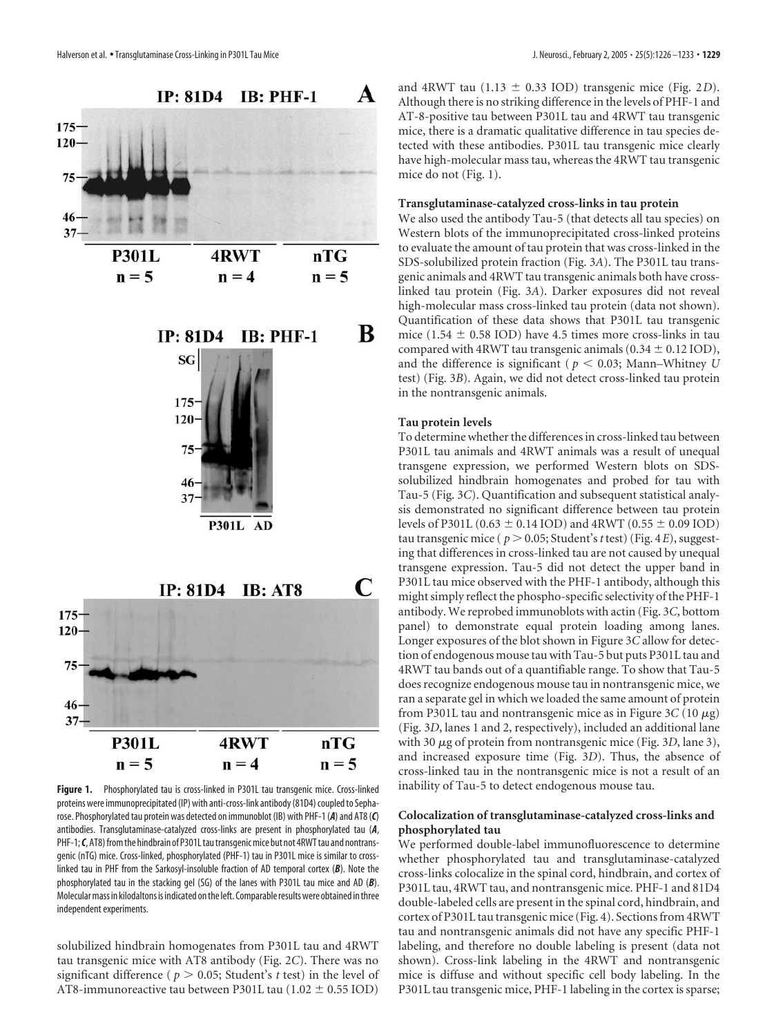**Figure 1.** Phosphorylated tau is cross-linked in P301L tau transgenic mice. Cross-linked proteins were immunoprecipitated (IP) with anti-cross-link antibody (81D4) coupled to Sepharose. Phosphorylated tau protein was detected on immunoblot (IB) with PHF-1 (***A***) and AT8 (***C***) antibodies. Transglutaminase-catalyzed cross-links are present in phosphorylated tau (***A***, PHF-1; ***C***, AT8) from the hindbrain of P301L tau transgenic mice but not 4RWT tau and nontransgenic (nTG) mice. Cross-linked, phosphorylated (PHF-1) tau in P301L mice is similar to cross-linked tau in PHF from the Sarkosyl-insoluble fraction of AD temporal cortex (***B***). Note the phosphorylated tau in the stacking gel (SG) of the lanes with P301L tau mice and AD (***B***). Molecular mass in kilodaltons is indicated on the left. Comparable results were obtained in three independent experiments.

solubilized hindbrain homogenates from P301L tau and 4RWT tau transgenic mice with AT8 antibody (Fig. 2*C*). There was no significant difference ($p > 0.05$; Student's *t* test) in the level of AT8-immunoreactive tau between P301L tau ($1.02 \pm 0.55$ IOD) and 4RWT tau ($1.13 \pm 0.33$ IOD) transgenic mice (Fig. 2*D*). Although there is no striking difference in the levels of PHF-1 and AT-8-positive tau between P301L tau and 4RWT tau transgenic mice, there is a dramatic qualitative difference in tau species detected with these antibodies. P301L tau transgenic mice clearly have high-molecular mass tau, whereas the 4RWT tau transgenic mice do not (Fig. 1).

#### Transglutaminase-catalyzed cross-links in tau protein

We also used the antibody Tau-5 (that detects all tau species) on Western blots of the immunoprecipitated cross-linked proteins to evaluate the amount of tau protein that was cross-linked in the SDS-solubilized protein fraction (Fig. 3*A*). The P301L tau transgenic animals and 4RWT tau transgenic animals both have cross-linked tau protein (Fig. 3*A*). Darker exposures did not reveal high-molecular mass cross-linked tau protein (data not shown). Quantification of these data shows that P301L tau transgenic mice ($1.54 \pm 0.58$ IOD) have 4.5 times more cross-links in tau compared with 4RWT tau transgenic animals ($0.34 \pm 0.12$ IOD), and the difference is significant ($p < 0.03$; Mann–Whitney *U* test) (Fig. 3*B*). Again, we did not detect cross-linked tau protein in the nontransgenic animals.

#### Tau protein levels

To determine whether the differences in cross-linked tau between P301L tau animals and 4RWT animals was a result of unequal transgene expression, we performed Western blots on SDS-solubilized hindbrain homogenates and probed for tau with Tau-5 (Fig. 3*C*). Quantification and subsequent statistical analysis demonstrated no significant difference between tau protein levels of P301L ($0.63 \pm 0.14$ IOD) and 4RWT ($0.55 \pm 0.09$ IOD) tau transgenic mice ($p > 0.05$; Student's *t* test) (Fig. 4*E*), suggesting that differences in cross-linked tau are not caused by unequal transgene expression. Tau-5 did not detect the upper band in P301L tau mice observed with the PHF-1 antibody, although this might simply reflect the phospho-specific selectivity of the PHF-1 antibody. We reprobed immunoblots with actin (Fig. 3*C*, bottom panel) to demonstrate equal protein loading among lanes. Longer exposures of the blot shown in Figure 3*C* allow for detection of endogenous mouse tau with Tau-5 but puts P301L tau and 4RWT tau bands out of a quantifiable range. To show that Tau-5 does recognize endogenous mouse tau in nontransgenic mice, we ran a separate gel in which we loaded the same amount of protein from P301L tau and nontransgenic mice as in Figure 3*C* (10 μg) (Fig. 3*D*, lanes 1 and 2, respectively), included an additional lane with 30 μg of protein from nontransgenic mice (Fig. 3*D*, lane 3), and increased exposure time (Fig. 3*D*). Thus, the absence of cross-linked tau in the nontransgenic mice is not a result of an inability of Tau-5 to detect endogenous mouse tau.

#### Colocalization of transglutaminase-catalyzed cross-links and phosphorylated tau

We performed double-label immunofluorescence to determine whether phosphorylated tau and transglutaminase-catalyzed cross-links colocalize in the spinal cord, hindbrain, and cortex of P301L tau, 4RWT tau, and nontransgenic mice. PHF-1 and 81D4 double-labeled cells are present in the spinal cord, hindbrain, and cortex of P301L tau transgenic mice (Fig. 4). Sections from 4RWT tau and nontransgenic animals did not have any specific PHF-1 labeling, and therefore no double labeling is present (data not shown). Cross-link labeling in the 4RWT and nontransgenic mice is diffuse and without specific cell body labeling. In the P301L tau transgenic mice, PHF-1 labeling in the cortex is sparse;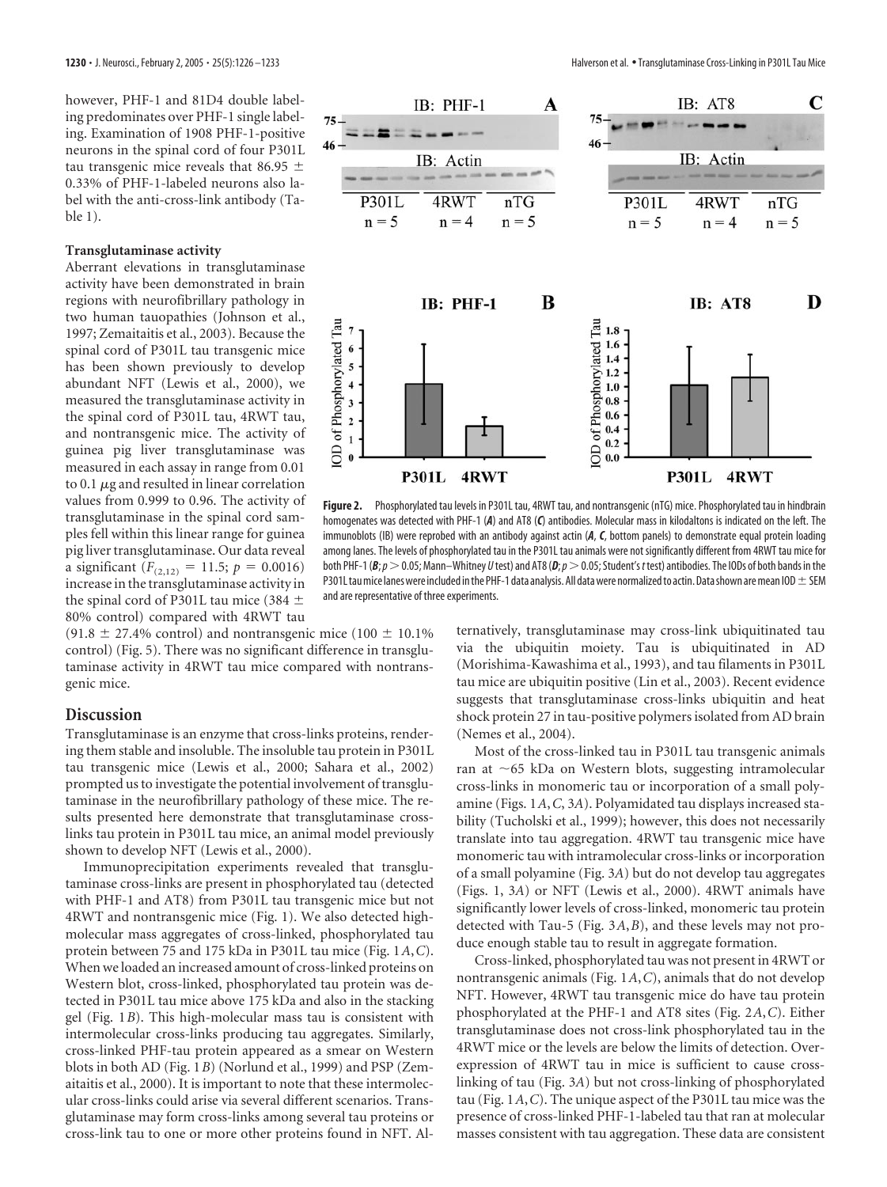however, PHF-1 and 81D4 double labeling predominates over PHF-1 single labeling. Examination of 1908 PHF-1-positive neurons in the spinal cord of four P301L tau transgenic mice reveals that 86.95 ± 0.33% of PHF-1-labeled neurons also label with the anti-cross-link antibody (Table 1).

### Transglutaminase activity

Aberrant elevations in transglutaminase activity have been demonstrated in brain regions with neurofibrillary pathology in two human tauopathies (Johnson et al., 1997; Zemaitaitis et al., 2003). Because the spinal cord of P301L tau transgenic mice has been shown previously to develop abundant NFT (Lewis et al., 2000), we measured the transglutaminase activity in the spinal cord of P301L tau, 4RWT tau, and nontransgenic mice. The activity of guinea pig liver transglutaminase was measured in each assay in range from 0.01 to 0.1 μg and resulted in linear correlation values from 0.999 to 0.96. The activity of transglutaminase in the spinal cord samples fell within this linear range for guinea pig liver transglutaminase. Our data reveal a significant ($F_{(2,12)} = 11.5$; $p = 0.0016$) increase in the transglutaminase activity in the spinal cord of P301L tau mice (384 ± 80% control) compared with 4RWT tau (91.8 ± 27.4% control) and nontransgenic mice (100 ± 10.1% control) (Fig. 5). There was no significant difference in transglutaminase activity in 4RWT tau mice compared with nontransgenic mice.

**Figure 2.** Phosphorylated tau levels in P301L tau, 4RWT tau, and nontransgenic (nTG) mice. Phosphorylated tau in hindbrain homogenates was detected with PHF-1 (*A*) and AT8 (*C*) antibodies. Molecular mass in kilodaltons is indicated on the left. The immunoblots (IB) were reprobed with an antibody against actin (*A*, *C*, bottom panels) to demonstrate equal protein loading among lanes. The levels of phosphorylated tau in the P301L tau animals were not significantly different from 4RWT tau mice for both PHF-1 (*B*; $p > 0.05$; Mann–Whitney *U* test) and AT8 (*D*; $p > 0.05$; Student's *t* test) antibodies. The IODs of both bands in the P301L tau mice lanes were included in the PHF-1 data analysis. All data were normalized to actin. Data shown are mean IOD ± SEM and are representative of three experiments.

## Discussion

Transglutaminase is an enzyme that cross-links proteins, rendering them stable and insoluble. The insoluble tau protein in P301L tau transgenic mice (Lewis et al., 2000; Sahara et al., 2002) prompted us to investigate the potential involvement of transglutaminase in the neurofibrillary pathology of these mice. The results presented here demonstrate that transglutaminase cross-links tau protein in P301L tau mice, an animal model previously shown to develop NFT (Lewis et al., 2000).

Immunoprecipitation experiments revealed that transglutaminase cross-links are present in phosphorylated tau (detected with PHF-1 and AT8) from P301L tau transgenic mice but not 4RWT and nontransgenic mice (Fig. 1). We also detected high-molecular mass aggregates of cross-linked, phosphorylated tau protein between 75 and 175 kDa in P301L tau mice (Fig. 1*A*,*C*). When we loaded an increased amount of cross-linked proteins on Western blot, cross-linked, phosphorylated tau protein was detected in P301L tau mice above 175 kDa and also in the stacking gel (Fig. 1*B*). This high-molecular mass tau is consistent with intermolecular cross-links producing tau aggregates. Similarly, cross-linked PHF-tau protein appeared as a smear on Western blots in both AD (Fig. 1*B*) (Norlund et al., 1999) and PSP (Zemaitaitis et al., 2000). It is important to note that these intermolecular cross-links could arise via several different scenarios. Transglutaminase may form cross-links among several tau proteins or cross-link tau to one or more other proteins found in NFT. Alternatively, transglutaminase may cross-link ubiquitinated tau via the ubiquitin moiety. Tau is ubiquitinated in AD (Morishima-Kawashima et al., 1993), and tau filaments in P301L tau mice are ubiquitin positive (Lin et al., 2003). Recent evidence suggests that transglutaminase cross-links ubiquitin and heat shock protein 27 in tau-positive polymers isolated from AD brain (Nemes et al., 2004).

Most of the cross-linked tau in P301L tau transgenic animals ran at ~65 kDa on Western blots, suggesting intramolecular cross-links in monomeric tau or incorporation of a small polyamine (Figs. 1*A*,*C*, 3*A*). Polyamidated tau displays increased stability (Tucholski et al., 1999); however, this does not necessarily translate into tau aggregation. 4RWT tau transgenic mice have monomeric tau with intramolecular cross-links or incorporation of a small polyamine (Fig. 3*A*) but do not develop tau aggregates (Figs. 1, 3*A*) or NFT (Lewis et al., 2000). 4RWT animals have significantly lower levels of cross-linked, monomeric tau protein detected with Tau-5 (Fig. 3*A*,*B*), and these levels may not produce enough stable tau to result in aggregate formation.

Cross-linked, phosphorylated tau was not present in 4RWT or nontransgenic animals (Fig. 1*A*,*C*), animals that do not develop NFT. However, 4RWT tau transgenic mice do have tau protein phosphorylated at the PHF-1 and AT8 sites (Fig. 2*A*,*C*). Either transglutaminase does not cross-link phosphorylated tau in the 4RWT mice or the levels are below the limits of detection. Overexpression of 4RWT tau in mice is sufficient to cause cross-linking of tau (Fig. 3*A*) but not cross-linking of phosphorylated tau (Fig. 1*A*,*C*). The unique aspect of the P301L tau mice was the presence of cross-linked PHF-1-labeled tau that ran at molecular masses consistent with tau aggregation. These data are consistent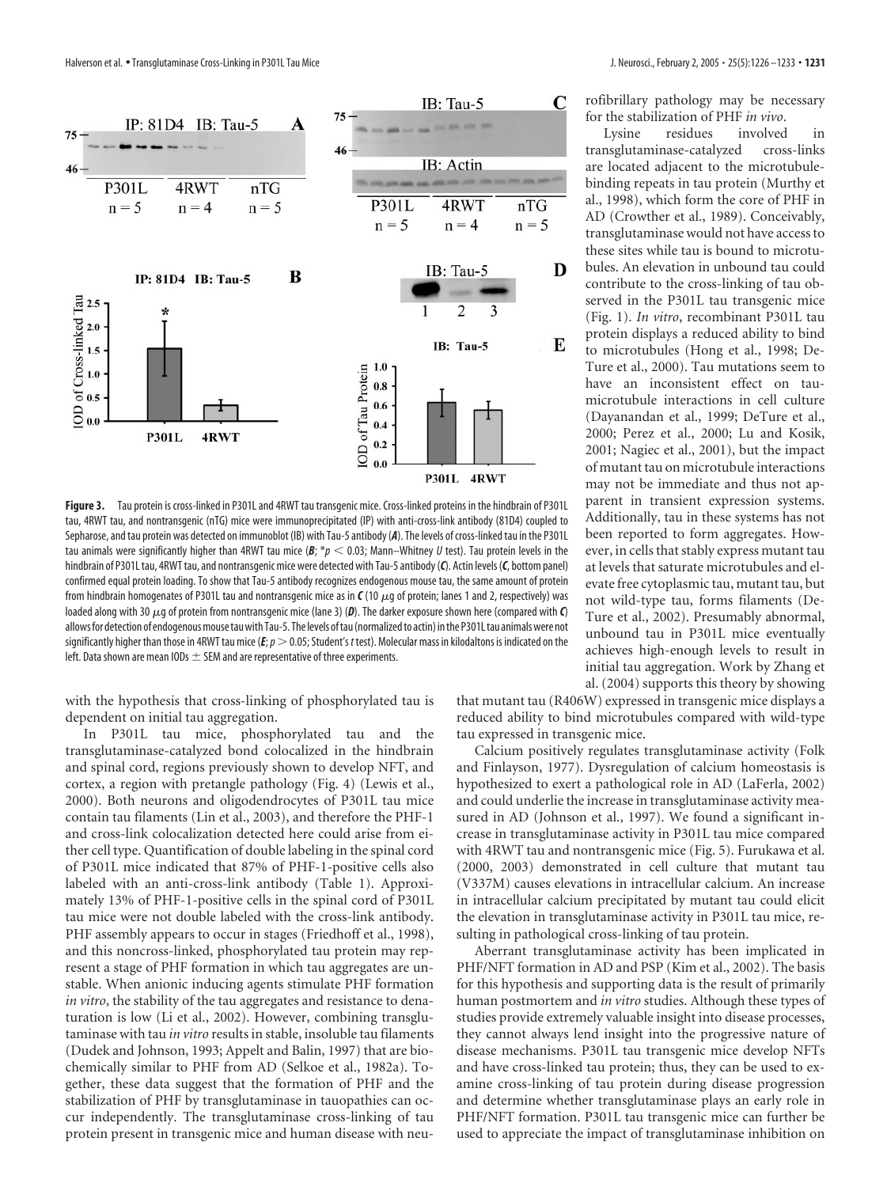**Figure 3.** Tau protein is cross-linked in P301L and 4RWT tau transgenic mice. Cross-linked proteins in the hindbrain of P301L tau, 4RWT tau, and nontransgenic (nTG) mice were immunoprecipitated (IP) with anti-cross-link antibody (81D4) coupled to Sepharose, and tau protein was detected on immunoblot (IB) with Tau-5 antibody (*A*). The levels of cross-linked tau in the P301L tau animals were significantly higher than 4RWT tau mice (*B*; $*p < 0.03$; Mann–Whitney *U* test). Tau protein levels in the hindbrain of P301L tau, 4RWT tau, and nontransgenic mice were detected with Tau-5 antibody (*C*). Actin levels (*C*, bottom panel) confirmed equal protein loading. To show that Tau-5 antibody recognizes endogenous mouse tau, the same amount of protein from hindbrain homogenates of P301L tau and nontransgenic mice as in *C* (10 μg of protein; lanes 1 and 2, respectively) was loaded along with 30 μg of protein from nontransgenic mice (lane 3) (*D*). The darker exposure shown here (compared with *C*) allows for detection of endogenous mouse tau with Tau-5. The levels of tau (normalized to actin) in the P301L tau animals were not significantly higher than those in 4RWT tau mice (*E*; $p > 0.05$; Student's *t* test). Molecular mass in kilodaltons is indicated on the left. Data shown are mean IODs ± SEM and are representative of three experiments.

with the hypothesis that cross-linking of phosphorylated tau is dependent on initial tau aggregation.

In P301L tau mice, phosphorylated tau and the transglutaminase-catalyzed bond colocalized in the hindbrain and spinal cord, regions previously shown to develop NFT, and cortex, a region with pretangle pathology (Fig. 4) (Lewis et al., 2000). Both neurons and oligodendrocytes of P301L tau mice contain tau filaments (Lin et al., 2003), and therefore the PHF-1 and cross-link colocalization detected here could arise from either cell type. Quantification of double labeling in the spinal cord of P301L mice indicated that 87% of PHF-1-positive cells also labeled with an anti-cross-link antibody (Table 1). Approximately 13% of PHF-1-positive cells in the spinal cord of P301L tau mice were not double labeled with the cross-link antibody. PHF assembly appears to occur in stages (Friedhoff et al., 1998), and this noncross-linked, phosphorylated tau protein may represent a stage of PHF formation in which tau aggregates are unstable. When anionic inducing agents stimulate PHF formation *in vitro*, the stability of the tau aggregates and resistance to denaturation is low (Li et al., 2002). However, combining transglutaminase with tau *in vitro* results in stable, insoluble tau filaments (Dudek and Johnson, 1993; Appelt and Balin, 1997) that are biochemically similar to PHF from AD (Selkoe et al., 1982a). Together, these data suggest that the formation of PHF and the stabilization of PHF by transglutaminase in tauopathies can occur independently. The transglutaminase cross-linking of tau protein present in transgenic mice and human disease with neurofibrillary pathology may be necessary for the stabilization of PHF *in vivo*.

Lysine residues involved in transglutaminase-catalyzed cross-links are located adjacent to the microtubule-binding repeats in tau protein (Murthy et al., 1998), which form the core of PHF in AD (Crowther et al., 1989). Conceivably, transglutaminase would not have access to these sites while tau is bound to microtubules. An elevation in unbound tau could contribute to the cross-linking of tau observed in the P301L tau transgenic mice (Fig. 1). *In vitro*, recombinant P301L tau protein displays a reduced ability to bind to microtubules (Hong et al., 1998; DeTure et al., 2000). Tau mutations seem to have an inconsistent effect on tau-microtubule interactions in cell culture (Dayanandan et al., 1999; DeTure et al., 2000; Perez et al., 2000; Lu and Kosik, 2001; Nagiec et al., 2001), but the impact of mutant tau on microtubule interactions may not be immediate and thus not apparent in transient expression systems. Additionally, tau in these systems has not been reported to form aggregates. However, in cells that stably express mutant tau at levels that saturate microtubules and elevate free cytoplasmic tau, mutant tau, but not wild-type tau, forms filaments (DeTure et al., 2002). Presumably abnormal, unbound tau in P301L mice eventually achieves high-enough levels to result in initial tau aggregation. Work by Zhang et al. (2004) supports this theory by showing that mutant tau (R406W) expressed in transgenic mice displays a reduced ability to bind microtubules compared with wild-type tau expressed in transgenic mice.

Calcium positively regulates transglutaminase activity (Folk and Finlayson, 1977). Dysregulation of calcium homeostasis is hypothesized to exert a pathological role in AD (LaFerla, 2002) and could underlie the increase in transglutaminase activity measured in AD (Johnson et al., 1997). We found a significant increase in transglutaminase activity in P301L tau mice compared with 4RWT tau and nontransgenic mice (Fig. 5). Furukawa et al. (2000, 2003) demonstrated in cell culture that mutant tau (V337M) causes elevations in intracellular calcium. An increase in intracellular calcium precipitated by mutant tau could elicit the elevation in transglutaminase activity in P301L tau mice, resulting in pathological cross-linking of tau protein.

Aberrant transglutaminase activity has been implicated in PHF/NFT formation in AD and PSP (Kim et al., 2002). The basis for this hypothesis and supporting data is the result of primarily human postmortem and *in vitro* studies. Although these types of studies provide extremely valuable insight into disease processes, they cannot always lend insight into the progressive nature of disease mechanisms. P301L tau transgenic mice develop NFTs and have cross-linked tau protein; thus, they can be used to examine cross-linking of tau protein during disease progression and determine whether transglutaminase plays an early role in PHF/NFT formation. P301L tau transgenic mice can further be used to appreciate the impact of transglutaminase inhibition on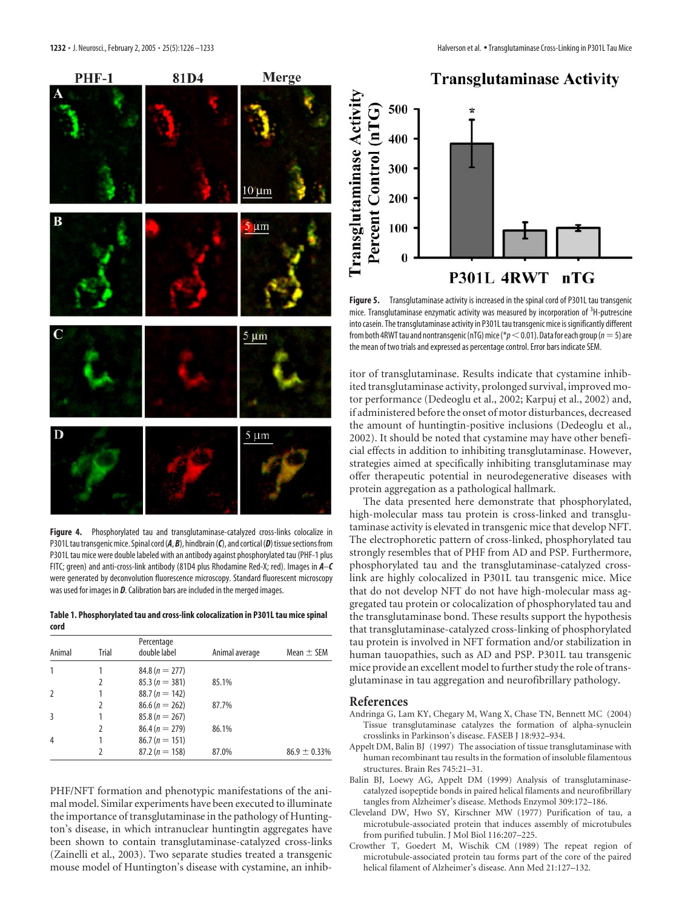**Figure 4.** Phosphorylated tau and transglutaminase-catalyzed cross-links colocalize in P301L tau transgenic mice. Spinal cord (***A***, ***B***), hindbrain (***C***), and cortical (***D***) tissue sections from P301L tau transgenic mice were double labeled with an antibody against phosphorylated tau (PHF-1 plus FITC; green) and anti-cross-link antibody (81D4 plus Rhodamine Red-X; red). Images in ***A–C*** were generated by deconvolution fluorescence microscopy. Standard fluorescent microscopy was used for images in ***D***. Calibration bars are included in the merged images.

**Table 1. Phosphorylated tau and cross-link colocalization in P301L tau mice spinal cord**

| Animal | Trial | Percentage double label | Animal average | Mean ± SEM |
|---|---|---|---|---|
| 1 | 1 | 84.8 ($n = 277$) | | |
| | 2 | 85.3 ($n = 381$) | 85.1% | |
| 2 | 1 | 88.7 ($n = 142$) | | |
| | 2 | 86.6 ($n = 262$) | 87.7% | |
| 3 | 1 | 85.8 ($n = 267$) | | |
| | 2 | 86.4 ($n = 279$) | 86.1% | |
| 4 | 1 | 86.7 ($n = 151$) | | |
| | 2 | 87.2 ($n = 158$) | 87.0% | 86.9 ± 0.33% |

PHF/NFT formation and phenotypic manifestations of the animal model. Similar experiments have been executed to illuminate the importance of transglutaminase in the pathology of Huntington's disease, in which intranuclear huntingtin aggregates have been shown to contain transglutaminase-catalyzed cross-links (Zainelli et al., 2003). Two separate studies treated a transgenic mouse model of Huntington's disease with cystamine, an inhibitor of transglutaminase. Results indicate that cystamine inhibited transglutaminase activity, prolonged survival, improved motor performance (Dedeoglu et al., 2002; Karpuj et al., 2002) and, if administered before the onset of motor disturbances, decreased the amount of huntingtin-positive inclusions (Dedeoglu et al., 2002). It should be noted that cystamine may have other beneficial effects in addition to inhibiting transglutaminase. However, strategies aimed at specifically inhibiting transglutaminase may offer therapeutic potential in neurodegenerative diseases with protein aggregation as a pathological hallmark.

**Figure 5.** Transglutaminase activity is increased in the spinal cord of P301L tau transgenic mice. Transglutaminase enzymatic activity was measured by incorporation of $^3$H-putrescine into casein. The transglutaminase activity in P301L tau transgenic mice is significantly different from both 4RWT tau and nontransgenic (nTG) mice (*$p < 0.01$). Data for each group ($n = 5$) are the mean of two trials and expressed as percentage control. Error bars indicate SEM.

The data presented here demonstrate that phosphorylated, high-molecular mass tau protein is cross-linked and transglutaminase activity is elevated in transgenic mice that develop NFT. The electrophoretic pattern of cross-linked, phosphorylated tau strongly resembles that of PHF from AD and PSP. Furthermore, phosphorylated tau and the transglutaminase-catalyzed cross-link are highly colocalized in P301L tau transgenic mice. Mice that do not develop NFT do not have high-molecular mass aggregated tau protein or colocalization of phosphorylated tau and the transglutaminase bond. These results support the hypothesis that transglutaminase-catalyzed cross-linking of phosphorylated tau protein is involved in NFT formation and/or stabilization in human tauopathies, such as AD and PSP. P301L tau transgenic mice provide an excellent model to further study the role of transglutaminase in tau aggregation and neurofibrillary pathology.

## References

Andringa G, Lam KY, Chegary M, Wang X, Chase TN, Bennett MC (2004) Tissue transglutaminase catalyzes the formation of alpha-synuclein crosslinks in Parkinson's disease. FASEB J 18:932–934.

Appelt DM, Balin BJ (1997) The association of tissue transglutaminase with human recombinant tau results in the formation of insoluble filamentous structures. Brain Res 745:21–31.

Balin BJ, Loewy AG, Appelt DM (1999) Analysis of transglutaminase-catalyzed isopeptide bonds in paired helical filaments and neurofibrillary tangles from Alzheimer's disease. Methods Enzymol 309:172–186.

Cleveland DW, Hwo SY, Kirschner MW (1977) Purification of tau, a microtubule-associated protein that induces assembly of microtubules from purified tubulin. J Mol Biol 116:207–225.

Crowther T, Goedert M, Wischik CM (1989) The repeat region of microtubule-associated protein tau forms part of the core of the paired helical filament of Alzheimer's disease. Ann Med 21:127–132.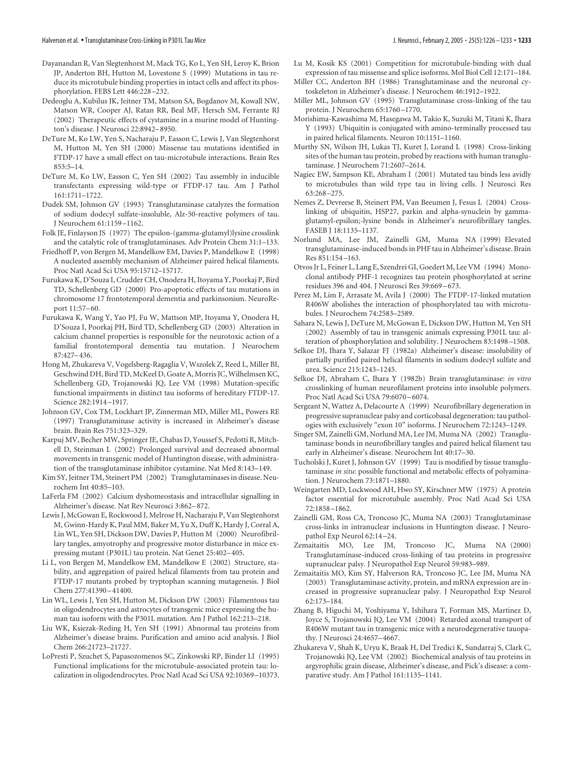Dayanandan R, Van Slegtenhorst M, Mack TG, Ko L, Yen SH, Leroy K, Brion JP, Anderton BH, Hutton M, Lovestone S (1999) Mutations in tau reduce its microtubule binding properties in intact cells and affect its phosphorylation. FEBS Lett 446:228–232.

Dedeoglu A, Kubilus JK, Jeitner TM, Matson SA, Bogdanov M, Kowall NW, Matson WR, Cooper AJ, Ratan RR, Beal MF, Hersch SM, Ferrante RJ (2002) Therapeutic effects of cystamine in a murine model of Huntington's disease. J Neurosci 22:8942–8950.

DeTure M, Ko LW, Yen S, Nacharaju P, Easson C, Lewis J, Van Slegtenhorst M, Hutton M, Yen SH (2000) Missense tau mutations identified in FTDP-17 have a small effect on tau-microtubule interactions. Brain Res 853:5–14.

DeTure M, Ko LW, Easson C, Yen SH (2002) Tau assembly in inducible transfectants expressing wild-type or FTDP-17 tau. Am J Pathol 161:1711–1722.

Dudek SM, Johnson GV (1993) Transglutaminase catalyzes the formation of sodium dodecyl sulfate-insoluble, Alz-50-reactive polymers of tau. J Neurochem 61:1159–1162.

Folk JE, Finlayson JS (1977) The epsilon-(gamma-glutamyl)lysine crosslink and the catalytic role of transglutaminases. Adv Protein Chem 31:1–133.

Friedhoff P, von Bergen M, Mandelkow EM, Davies P, Mandelkow E (1998) A nucleated assembly mechanism of Alzheimer paired helical filaments. Proc Natl Acad Sci USA 95:15712–15717.

Furukawa K, D'Souza I, Crudder CH, Onodera H, Itoyama Y, Poorkaj P, Bird TD, Schellenberg GD (2000) Pro-apoptotic effects of tau mutations in chromosome 17 frontotemporal dementia and parkinsonism. NeuroReport 11:57–60.

Furukawa K, Wang Y, Yao PJ, Fu W, Mattson MP, Itoyama Y, Onodera H, D'Souza I, Poorkaj PH, Bird TD, Schellenberg GD (2003) Alteration in calcium channel properties is responsible for the neurotoxic action of a familial frontotemporal dementia tau mutation. J Neurochem 87:427–436.

Hong M, Zhukareva V, Vogelsberg-Ragaglia V, Wszolek Z, Reed L, Miller BI, Geschwind DH, Bird TD, McKeel D, Goate A, Morris JC, Wilhelmsen KC, Schellenberg GD, Trojanowski JQ, Lee VM (1998) Mutation-specific functional impairments in distinct tau isoforms of hereditary FTDP-17. Science 282:1914–1917.

Johnson GV, Cox TM, Lockhart JP, Zinnerman MD, Miller ML, Powers RE (1997) Transglutaminase activity is increased in Alzheimer's disease brain. Brain Res 751:323–329.

Karpuj MV, Becher MW, Springer JE, Chabas D, Youssef S, Pedotti R, Mitchell D, Steinman L (2002) Prolonged survival and decreased abnormal movements in transgenic model of Huntington disease, with administration of the transglutaminase inhibitor cystamine. Nat Med 8:143–149.

Kim SY, Jeitner TM, Steinert PM (2002) Transglutaminases in disease. Neurochem Int 40:85–103.

LaFerla FM (2002) Calcium dyshomeostasis and intracellular signalling in Alzheimer's disease. Nat Rev Neurosci 3:862–872.

Lewis J, McGowan E, Rockwood J, Melrose H, Nacharaju P, Van Slegtenhorst M, Gwinn-Hardy K, Paul MM, Baker M, Yu X, Duff K, Hardy J, Corral A, Lin WL, Yen SH, Dickson DW, Davies P, Hutton M (2000) Neurofibrillary tangles, amyotrophy and progressive motor disturbance in mice expressing mutant (P301L) tau protein. Nat Genet 25:402–405.

Li L, von Bergen M, Mandelkow EM, Mandelkow E (2002) Structure, stability, and aggregation of paired helical filaments from tau protein and FTDP-17 mutants probed by tryptophan scanning mutagenesis. J Biol Chem 277:41390–41400.

Lin WL, Lewis J, Yen SH, Hutton M, Dickson DW (2003) Filamentous tau in oligodendrocytes and astrocytes of transgenic mice expressing the human tau isoform with the P301L mutation. Am J Pathol 162:213–218.

Liu WK, Ksiezak-Reding H, Yen SH (1991) Abnormal tau proteins from Alzheimer's disease brains. Purification and amino acid analysis. J Biol Chem 266:21723–21727.

LoPresti P, Szuchet S, Papasozomenos SC, Zinkowski RP, Binder LI (1995) Functional implications for the microtubule-associated protein tau: localization in oligodendrocytes. Proc Natl Acad Sci USA 92:10369–10373.

Lu M, Kosik KS (2001) Competition for microtubule-binding with dual expression of tau missense and splice isoforms. Mol Biol Cell 12:171–184.

Miller CC, Anderton BH (1986) Transglutaminase and the neuronal cytoskeleton in Alzheimer's disease. J Neurochem 46:1912–1922.

Miller ML, Johnson GV (1995) Transglutaminase cross-linking of the tau protein. J Neurochem 65:1760–1770.

Morishima-Kawashima M, Hasegawa M, Takio K, Suzuki M, Titani K, Ihara Y (1993) Ubiquitin is conjugated with amino-terminally processed tau in paired helical filaments. Neuron 10:1151–1160.

Murthy SN, Wilson JH, Lukas TJ, Kuret J, Lorand L (1998) Cross-linking sites of the human tau protein, probed by reactions with human transglutaminase. J Neurochem 71:2607–2614.

Nagiec EW, Sampson KE, Abraham I (2001) Mutated tau binds less avidly to microtubules than wild type tau in living cells. J Neurosci Res 63:268–275.

Nemes Z, Devreese B, Steinert PM, Van Beeumen J, Fesus L (2004) Cross-linking of ubiquitin, HSP27, parkin and alpha-synuclein by gamma-glutamyl-epsilon;-lysine bonds in Alzheimer's neurofibrillary tangles. FASEB J 18:1135–1137.

Norlund MA, Lee JM, Zainelli GM, Muma NA (1999) Elevated transglutaminase-induced bonds in PHF tau in Alzheimer's disease. Brain Res 851:154–163.

Otvos Jr L, Feiner L, Lang E, Szendrei GI, Goedert M, Lee VM (1994) Monoclonal antibody PHF-1 recognizes tau protein phosphorylated at serine residues 396 and 404. J Neurosci Res 39:669–673.

Perez M, Lim F, Arrasate M, Avila J (2000) The FTDP-17-linked mutation R406W abolishes the interaction of phosphorylated tau with microtubules. J Neurochem 74:2583–2589.

Sahara N, Lewis J, DeTure M, McGowan E, Dickson DW, Hutton M, Yen SH (2002) Assembly of tau in transgenic animals expressing P301L tau: alteration of phosphorylation and solubility. J Neurochem 83:1498–1508.

Selkoe DJ, Ihara Y, Salazar FJ (1982a) Alzheimer's disease: insolubility of partially purified paired helical filaments in sodium dodecyl sulfate and urea. Science 215:1243–1245.

Selkoe DJ, Abraham C, Ihara Y (1982b) Brain transglutaminase: *in vitro* crosslinking of human neurofilament proteins into insoluble polymers. Proc Natl Acad Sci USA 79:6070–6074.

Sergeant N, Wattez A, Delacourte A (1999) Neurofibrillary degeneration in progressive supranuclear palsy and corticobasal degeneration: tau pathologies with exclusively "exon 10" isoforms. J Neurochem 72:1243–1249.

Singer SM, Zainelli GM, Norlund MA, Lee JM, Muma NA (2002) Transglutaminase bonds in neurofibrillary tangles and paired helical filament tau early in Alzheimer's disease. Neurochem Int 40:17–30.

Tucholski J, Kuret J, Johnson GV (1999) Tau is modified by tissue transglutaminase *in situ*: possible functional and metabolic effects of polyamination. J Neurochem 73:1871–1880.

Weingarten MD, Lockwood AH, Hwo SY, Kirschner MW (1975) A protein factor essential for microtubule assembly. Proc Natl Acad Sci USA 72:1858–1862.

Zainelli GM, Ross CA, Troncoso JC, Muma NA (2003) Transglutaminase cross-links in intranuclear inclusions in Huntington disease. J Neuropathol Exp Neurol 62:14–24.

Zemaitaitis MO, Lee JM, Troncoso JC, Muma NA (2000) Transglutaminase-induced cross-linking of tau proteins in progressive supranuclear palsy. J Neuropathol Exp Neurol 59:983–989.

Zemaitaitis MO, Kim SY, Halverson RA, Troncoso JC, Lee JM, Muma NA (2003) Transglutaminase activity, protein, and mRNA expression are increased in progressive supranuclear palsy. J Neuropathol Exp Neurol 62:173–184.

Zhang B, Higuchi M, Yoshiyama Y, Ishihara T, Forman MS, Martinez D, Joyce S, Trojanowski JQ, Lee VM (2004) Retarded axonal transport of R406W mutant tau in transgenic mice with a neurodegenerative tauopathy. J Neurosci 24:4657–4667.

Zhukareva V, Shah K, Uryu K, Braak H, Del Tredici K, Sundarraj S, Clark C, Trojanowski JQ, Lee VM (2002) Biochemical analysis of tau proteins in argyrophilic grain disease, Alzheimer's disease, and Pick's disease: a comparative study. Am J Pathol 161:1135–1141.